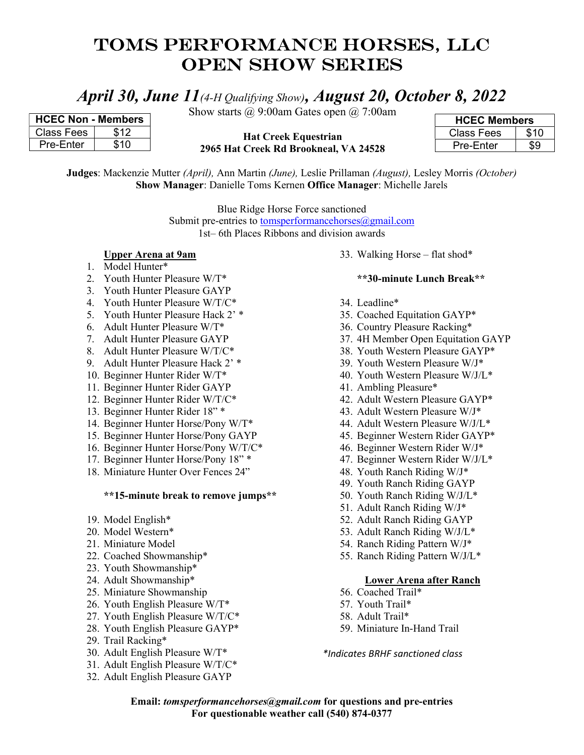# TOMS PERFORMANCE HORSES, LLC
# OPEN SHOW SERIES

## *April 30, June 11 (4-H Qualifying Show), August 20, October 8, 2022*

Show starts @ 9:00am Gates open @ 7:00am

| HCEC Non - Members | |
|---|---|
| Class Fees | $12 |
| Pre-Enter | $10 |

**Hat Creek Equestrian**
**2965 Hat Creek Rd Brookneal, VA 24528**

| HCEC Members | |
|---|---|
| Class Fees | $10 |
| Pre-Enter | $9 |

**Judges**: Mackenzie Mutter *(April),* Ann Martin *(June),* Leslie Prillaman *(August),* Lesley Morris *(October)*
**Show Manager**: Danielle Toms Kernen **Office Manager**: Michelle Jarels

Blue Ridge Horse Force sanctioned
Submit pre-entries to tomsperformancehorses@gmail.com
1st– 6th Places Ribbons and division awards

**Upper Arena at 9am**

1. Model Hunter*
2. Youth Hunter Pleasure W/T*
3. Youth Hunter Pleasure GAYP
4. Youth Hunter Pleasure W/T/C*
5. Youth Hunter Pleasure Hack 2' *
6. Adult Hunter Pleasure W/T*
7. Adult Hunter Pleasure GAYP
8. Adult Hunter Pleasure W/T/C*
9. Adult Hunter Pleasure Hack 2' *
10. Beginner Hunter Rider W/T*
11. Beginner Hunter Rider GAYP
12. Beginner Hunter Rider W/T/C*
13. Beginner Hunter Rider 18" *
14. Beginner Hunter Horse/Pony W/T*
15. Beginner Hunter Horse/Pony GAYP
16. Beginner Hunter Horse/Pony W/T/C*
17. Beginner Hunter Horse/Pony 18" *
18. Miniature Hunter Over Fences 24"

**\*\*15-minute break to remove jumps\*\***

19. Model English*
20. Model Western*
21. Miniature Model
22. Coached Showmanship*
23. Youth Showmanship*
24. Adult Showmanship*
25. Miniature Showmanship
26. Youth English Pleasure W/T*
27. Youth English Pleasure W/T/C*
28. Youth English Pleasure GAYP*
29. Trail Racking*
30. Adult English Pleasure W/T*
31. Adult English Pleasure W/T/C*
32. Adult English Pleasure GAYP
33. Walking Horse – flat shod*

**\*\*30-minute Lunch Break\*\***

34. Leadline*
35. Coached Equitation GAYP*
36. Country Pleasure Racking*
37. 4H Member Open Equitation GAYP
38. Youth Western Pleasure GAYP*
39. Youth Western Pleasure W/J*
40. Youth Western Pleasure W/J/L*
41. Ambling Pleasure*
42. Adult Western Pleasure GAYP*
43. Adult Western Pleasure W/J*
44. Adult Western Pleasure W/J/L*
45. Beginner Western Rider GAYP*
46. Beginner Western Rider W/J*
47. Beginner Western Rider W/J/L*
48. Youth Ranch Riding W/J*
49. Youth Ranch Riding GAYP
50. Youth Ranch Riding W/J/L*
51. Adult Ranch Riding W/J*
52. Adult Ranch Riding GAYP
53. Adult Ranch Riding W/J/L*
54. Ranch Riding Pattern W/J*
55. Ranch Riding Pattern W/J/L*

**Lower Arena after Ranch**

56. Coached Trail*
57. Youth Trail*
58. Adult Trail*
59. Miniature In-Hand Trail

*\*Indicates BRHF sanctioned class*

**Email:** ***tomsperformancehorses@gmail.com*** **for questions and pre-entries**
**For questionable weather call (540) 874-0377**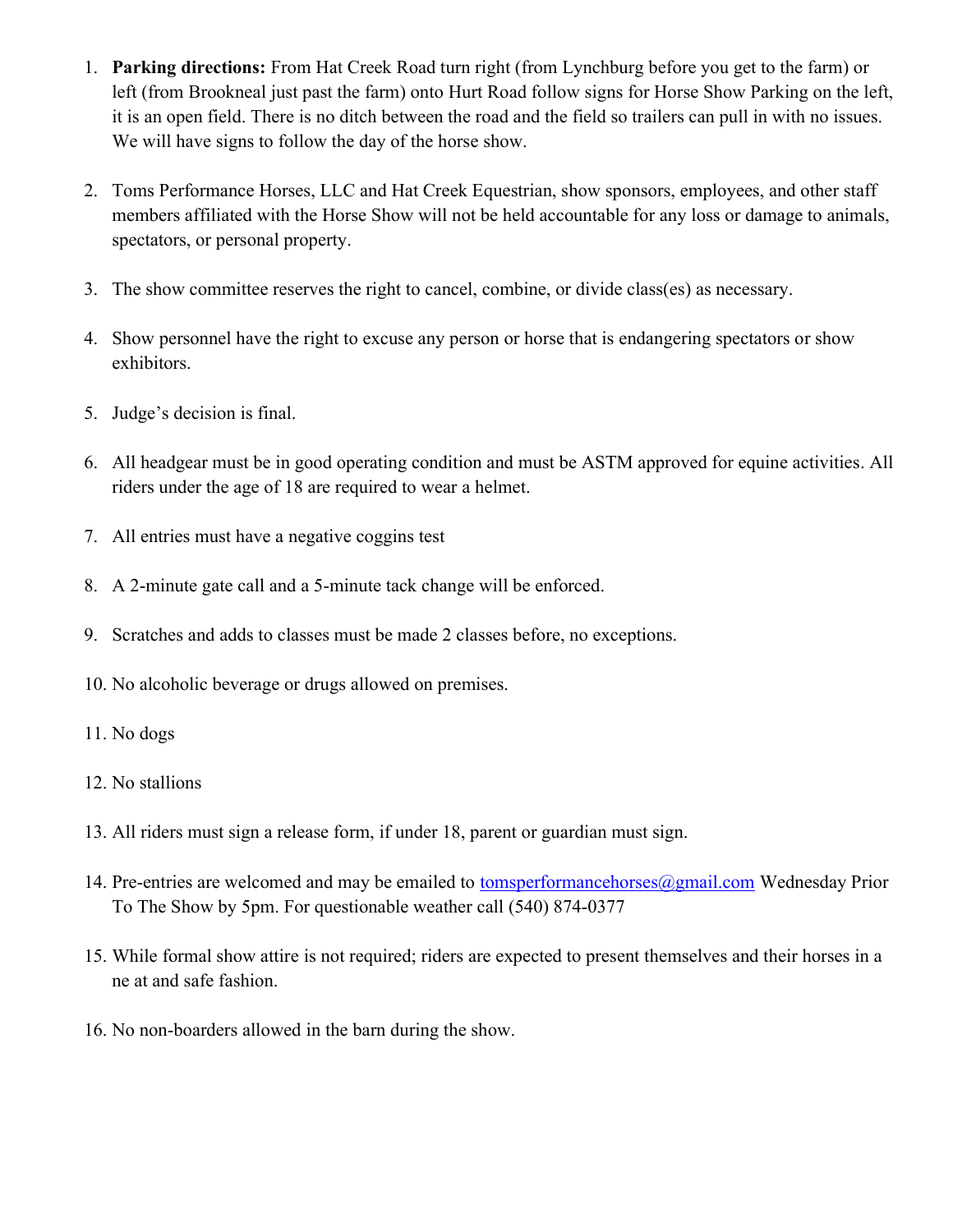1. **Parking directions:** From Hat Creek Road turn right (from Lynchburg before you get to the farm) or left (from Brookneal just past the farm) onto Hurt Road follow signs for Horse Show Parking on the left, it is an open field. There is no ditch between the road and the field so trailers can pull in with no issues. We will have signs to follow the day of the horse show.

2. Toms Performance Horses, LLC and Hat Creek Equestrian, show sponsors, employees, and other staff members affiliated with the Horse Show will not be held accountable for any loss or damage to animals, spectators, or personal property.

3. The show committee reserves the right to cancel, combine, or divide class(es) as necessary.

4. Show personnel have the right to excuse any person or horse that is endangering spectators or show exhibitors.

5. Judge's decision is final.

6. All headgear must be in good operating condition and must be ASTM approved for equine activities. All riders under the age of 18 are required to wear a helmet.

7. All entries must have a negative coggins test

8. A 2-minute gate call and a 5-minute tack change will be enforced.

9. Scratches and adds to classes must be made 2 classes before, no exceptions.

10. No alcoholic beverage or drugs allowed on premises.

11. No dogs

12. No stallions

13. All riders must sign a release form, if under 18, parent or guardian must sign.

14. Pre-entries are welcomed and may be emailed to tomsperformancehorses@gmail.com Wednesday Prior To The Show by 5pm. For questionable weather call (540) 874-0377

15. While formal show attire is not required; riders are expected to present themselves and their horses in a ne at and safe fashion.

16. No non-boarders allowed in the barn during the show.